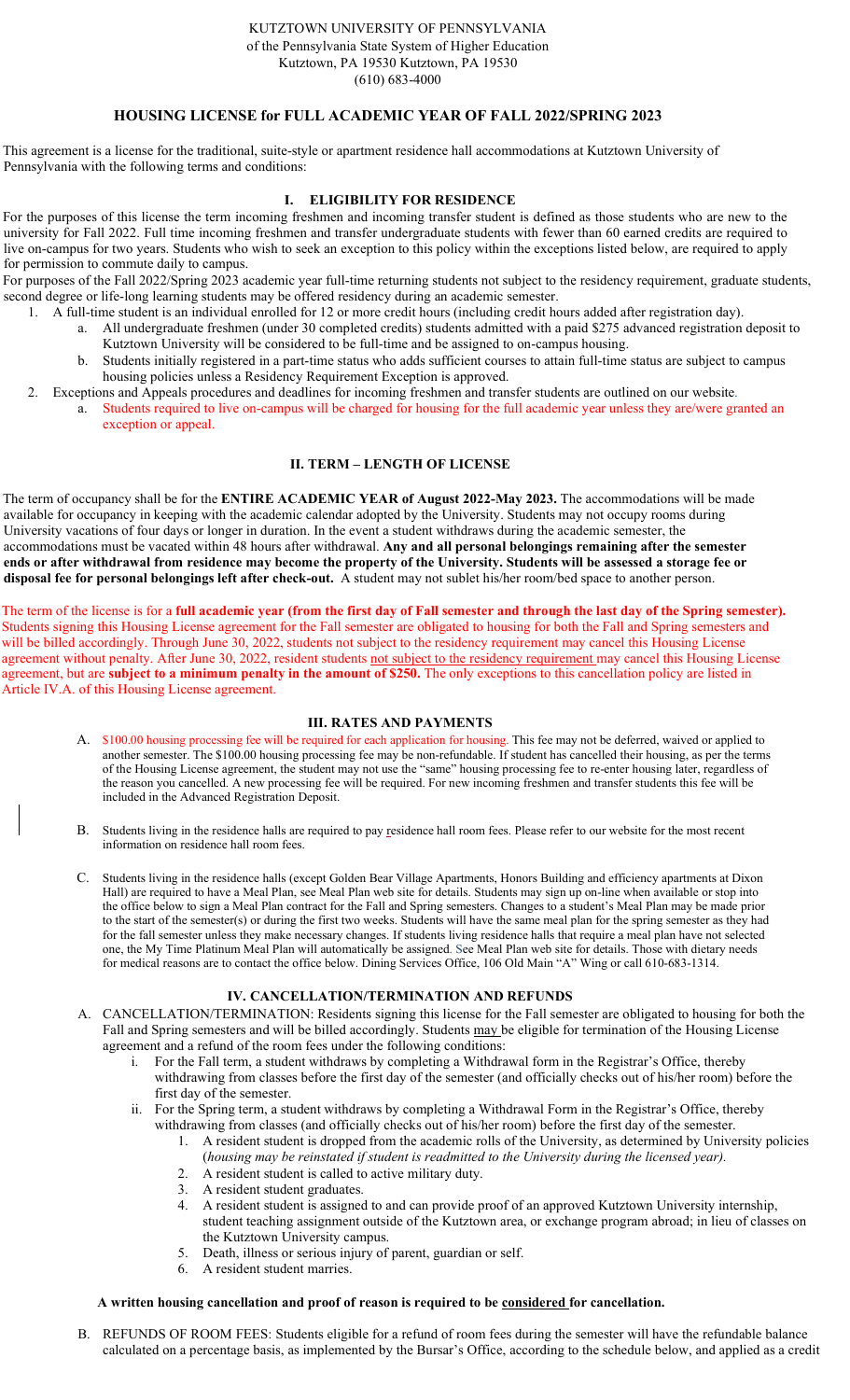KUTZTOWN UNIVERSITY OF PENNSYLVANIA
of the Pennsylvania State System of Higher Education
Kutztown, PA 19530 Kutztown, PA 19530
(610) 683-4000

# HOUSING LICENSE for FULL ACADEMIC YEAR OF FALL 2022/SPRING 2023

This agreement is a license for the traditional, suite-style or apartment residence hall accommodations at Kutztown University of Pennsylvania with the following terms and conditions:

## I. ELIGIBILITY FOR RESIDENCE

For the purposes of this license the term incoming freshmen and incoming transfer student is defined as those students who are new to the university for Fall 2022. Full time incoming freshmen and transfer undergraduate students with fewer than 60 earned credits are required to live on-campus for two years. Students who wish to seek an exception to this policy within the exceptions listed below, are required to apply for permission to commute daily to campus.

For purposes of the Fall 2022/Spring 2023 academic year full-time returning students not subject to the residency requirement, graduate students, second degree or life-long learning students may be offered residency during an academic semester.

1. A full-time student is an individual enrolled for 12 or more credit hours (including credit hours added after registration day).
   a. All undergraduate freshmen (under 30 completed credits) students admitted with a paid $275 advanced registration deposit to Kutztown University will be considered to be full-time and be assigned to on-campus housing.
   b. Students initially registered in a part-time status who adds sufficient courses to attain full-time status are subject to campus housing policies unless a Residency Requirement Exception is approved.
2. Exceptions and Appeals procedures and deadlines for incoming freshmen and transfer students are outlined on our website.
   a. Students required to live on-campus will be charged for housing for the full academic year unless they are/were granted an exception or appeal.

## II. TERM – LENGTH OF LICENSE

The term of occupancy shall be for the **ENTIRE ACADEMIC YEAR of August 2022-May 2023.** The accommodations will be made available for occupancy in keeping with the academic calendar adopted by the University. Students may not occupy rooms during University vacations of four days or longer in duration. In the event a student withdraws during the academic semester, the accommodations must be vacated within 48 hours after withdrawal. **Any and all personal belongings remaining after the semester ends or after withdrawal from residence may become the property of the University. Students will be assessed a storage fee or disposal fee for personal belongings left after check-out.** A student may not sublet his/her room/bed space to another person.

The term of the license is for a **full academic year (from the first day of Fall semester and through the last day of the Spring semester).** Students signing this Housing License agreement for the Fall semester are obligated to housing for both the Fall and Spring semesters and will be billed accordingly. Through June 30, 2022, students not subject to the residency requirement may cancel this Housing License agreement without penalty. After June 30, 2022, resident students not subject to the residency requirement may cancel this Housing License agreement, but are **subject to a minimum penalty in the amount of $250.** The only exceptions to this cancellation policy are listed in Article IV.A. of this Housing License agreement.

## III. RATES AND PAYMENTS

A. $100.00 housing processing fee will be required for each application for housing. This fee may not be deferred, waived or applied to another semester. The $100.00 housing processing fee may be non-refundable. If student has cancelled their housing, as per the terms of the Housing License agreement, the student may not use the "same" housing processing fee to re-enter housing later, regardless of the reason you cancelled. A new processing fee will be required. For new incoming freshmen and transfer students this fee will be included in the Advanced Registration Deposit.

B. Students living in the residence halls are required to pay residence hall room fees. Please refer to our website for the most recent information on residence hall room fees.

C. Students living in the residence halls (except Golden Bear Village Apartments, Honors Building and efficiency apartments at Dixon Hall) are required to have a Meal Plan, see Meal Plan web site for details. Students may sign up on-line when available or stop into the office below to sign a Meal Plan contract for the Fall and Spring semesters. Changes to a student's Meal Plan may be made prior to the start of the semester(s) or during the first two weeks. Students will have the same meal plan for the spring semester as they had for the fall semester unless they make necessary changes. If students living residence halls that require a meal plan have not selected one, the My Time Platinum Meal Plan will automatically be assigned. See Meal Plan web site for details. Those with dietary needs for medical reasons are to contact the office below. Dining Services Office, 106 Old Main "A" Wing or call 610-683-1314.

## IV. CANCELLATION/TERMINATION AND REFUNDS

A. CANCELLATION/TERMINATION: Residents signing this license for the Fall semester are obligated to housing for both the Fall and Spring semesters and will be billed accordingly. Students may be eligible for termination of the Housing License agreement and a refund of the room fees under the following conditions:
   i. For the Fall term, a student withdraws by completing a Withdrawal form in the Registrar's Office, thereby withdrawing from classes before the first day of the semester (and officially checks out of his/her room) before the first day of the semester.
   ii. For the Spring term, a student withdraws by completing a Withdrawal Form in the Registrar's Office, thereby withdrawing from classes (and officially checks out of his/her room) before the first day of the semester.
      1. A resident student is dropped from the academic rolls of the University, as determined by University policies (*housing may be reinstated if student is readmitted to the University during the licensed year).*
      2. A resident student is called to active military duty.
      3. A resident student graduates.
      4. A resident student is assigned to and can provide proof of an approved Kutztown University internship, student teaching assignment outside of the Kutztown area, or exchange program abroad; in lieu of classes on the Kutztown University campus.
      5. Death, illness or serious injury of parent, guardian or self.
      6. A resident student marries.

**A written housing cancellation and proof of reason is required to be considered for cancellation.**

B. REFUNDS OF ROOM FEES: Students eligible for a refund of room fees during the semester will have the refundable balance calculated on a percentage basis, as implemented by the Bursar's Office, according to the schedule below, and applied as a credit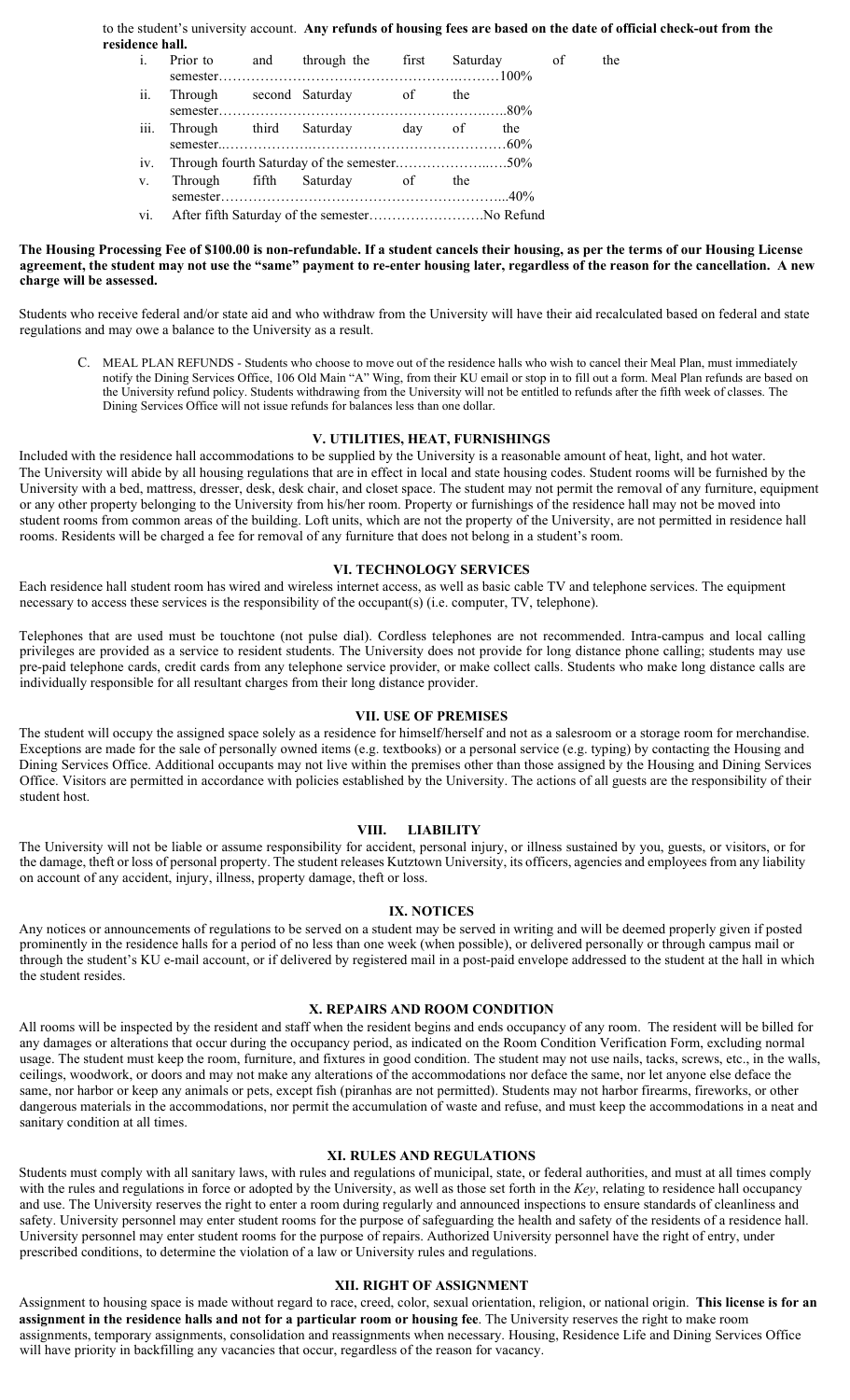to the student's university account. **Any refunds of housing fees are based on the date of official check-out from the residence hall.**

i. Prior to and through the first Saturday of the semester……………………………………………………100%
ii. Through second Saturday of the semester……………………………………………………80%
iii. Through third Saturday day of the semester……………………………………………………60%
iv. Through fourth Saturday of the semester……………………50%
v. Through fifth Saturday of the semester……………………………………………………40%
vi. After fifth Saturday of the semester……………………No Refund

**The Housing Processing Fee of $100.00 is non-refundable. If a student cancels their housing, as per the terms of our Housing License agreement, the student may not use the "same" payment to re-enter housing later, regardless of the reason for the cancellation. A new charge will be assessed.**

Students who receive federal and/or state aid and who withdraw from the University will have their aid recalculated based on federal and state regulations and may owe a balance to the University as a result.

C. MEAL PLAN REFUNDS - Students who choose to move out of the residence halls who wish to cancel their Meal Plan, must immediately notify the Dining Services Office, 106 Old Main "A" Wing, from their KU email or stop in to fill out a form. Meal Plan refunds are based on the University refund policy. Students withdrawing from the University will not be entitled to refunds after the fifth week of classes. The Dining Services Office will not issue refunds for balances less than one dollar.

## V. UTILITIES, HEAT, FURNISHINGS

Included with the residence hall accommodations to be supplied by the University is a reasonable amount of heat, light, and hot water. The University will abide by all housing regulations that are in effect in local and state housing codes. Student rooms will be furnished by the University with a bed, mattress, dresser, desk, desk chair, and closet space. The student may not permit the removal of any furniture, equipment or any other property belonging to the University from his/her room. Property or furnishings of the residence hall may not be moved into student rooms from common areas of the building. Loft units, which are not the property of the University, are not permitted in residence hall rooms. Residents will be charged a fee for removal of any furniture that does not belong in a student's room.

## VI. TECHNOLOGY SERVICES

Each residence hall student room has wired and wireless internet access, as well as basic cable TV and telephone services. The equipment necessary to access these services is the responsibility of the occupant(s) (i.e. computer, TV, telephone).

Telephones that are used must be touchtone (not pulse dial). Cordless telephones are not recommended. Intra-campus and local calling privileges are provided as a service to resident students. The University does not provide for long distance phone calling; students may use pre-paid telephone cards, credit cards from any telephone service provider, or make collect calls. Students who make long distance calls are individually responsible for all resultant charges from their long distance provider.

## VII. USE OF PREMISES

The student will occupy the assigned space solely as a residence for himself/herself and not as a salesroom or a storage room for merchandise. Exceptions are made for the sale of personally owned items (e.g. textbooks) or a personal service (e.g. typing) by contacting the Housing and Dining Services Office. Additional occupants may not live within the premises other than those assigned by the Housing and Dining Services Office. Visitors are permitted in accordance with policies established by the University. The actions of all guests are the responsibility of their student host.

## VIII. LIABILITY

The University will not be liable or assume responsibility for accident, personal injury, or illness sustained by you, guests, or visitors, or for the damage, theft or loss of personal property. The student releases Kutztown University, its officers, agencies and employees from any liability on account of any accident, injury, illness, property damage, theft or loss.

## IX. NOTICES

Any notices or announcements of regulations to be served on a student may be served in writing and will be deemed properly given if posted prominently in the residence halls for a period of no less than one week (when possible), or delivered personally or through campus mail or through the student's KU e-mail account, or if delivered by registered mail in a post-paid envelope addressed to the student at the hall in which the student resides.

## X. REPAIRS AND ROOM CONDITION

All rooms will be inspected by the resident and staff when the resident begins and ends occupancy of any room. The resident will be billed for any damages or alterations that occur during the occupancy period, as indicated on the Room Condition Verification Form, excluding normal usage. The student must keep the room, furniture, and fixtures in good condition. The student may not use nails, tacks, screws, etc., in the walls, ceilings, woodwork, or doors and may not make any alterations of the accommodations nor deface the same, nor let anyone else deface the same, nor harbor or keep any animals or pets, except fish (piranhas are not permitted). Students may not harbor firearms, fireworks, or other dangerous materials in the accommodations, nor permit the accumulation of waste and refuse, and must keep the accommodations in a neat and sanitary condition at all times.

## XI. RULES AND REGULATIONS

Students must comply with all sanitary laws, with rules and regulations of municipal, state, or federal authorities, and must at all times comply with the rules and regulations in force or adopted by the University, as well as those set forth in the *Key*, relating to residence hall occupancy and use. The University reserves the right to enter a room during regularly and announced inspections to ensure standards of cleanliness and safety. University personnel may enter student rooms for the purpose of safeguarding the health and safety of the residents of a residence hall. University personnel may enter student rooms for the purpose of repairs. Authorized University personnel have the right of entry, under prescribed conditions, to determine the violation of a law or University rules and regulations.

## XII. RIGHT OF ASSIGNMENT

Assignment to housing space is made without regard to race, creed, color, sexual orientation, religion, or national origin. **This license is for an assignment in the residence halls and not for a particular room or housing fee**. The University reserves the right to make room assignments, temporary assignments, consolidation and reassignments when necessary. Housing, Residence Life and Dining Services Office will have priority in backfilling any vacancies that occur, regardless of the reason for vacancy.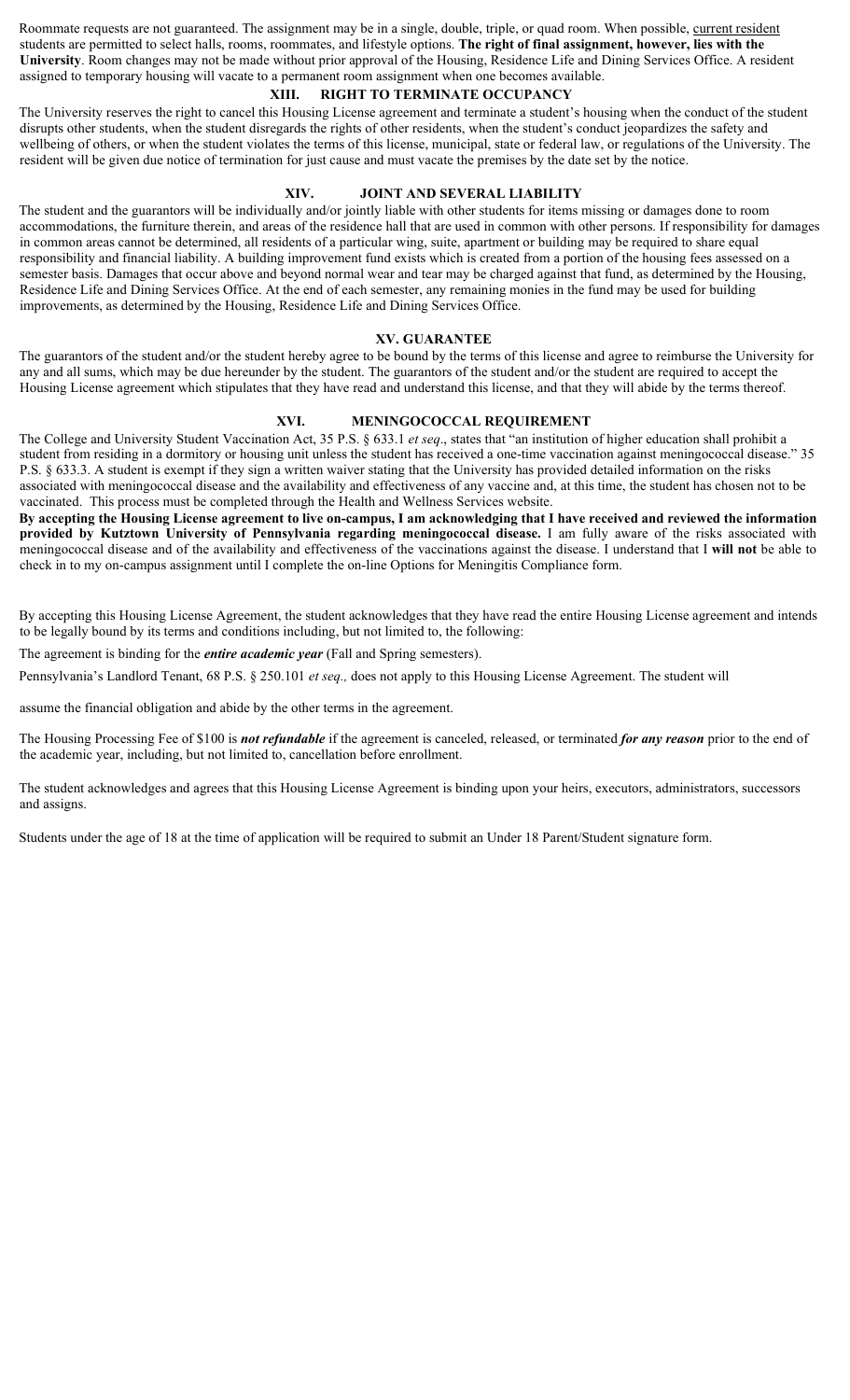Roommate requests are not guaranteed. The assignment may be in a single, double, triple, or quad room. When possible, current resident students are permitted to select halls, rooms, roommates, and lifestyle options. **The right of final assignment, however, lies with the University**. Room changes may not be made without prior approval of the Housing, Residence Life and Dining Services Office. A resident assigned to temporary housing will vacate to a permanent room assignment when one becomes available.

## XIII. RIGHT TO TERMINATE OCCUPANCY

The University reserves the right to cancel this Housing License agreement and terminate a student's housing when the conduct of the student disrupts other students, when the student disregards the rights of other residents, when the student's conduct jeopardizes the safety and wellbeing of others, or when the student violates the terms of this license, municipal, state or federal law, or regulations of the University. The resident will be given due notice of termination for just cause and must vacate the premises by the date set by the notice.

## XIV. JOINT AND SEVERAL LIABILITY

The student and the guarantors will be individually and/or jointly liable with other students for items missing or damages done to room accommodations, the furniture therein, and areas of the residence hall that are used in common with other persons. If responsibility for damages in common areas cannot be determined, all residents of a particular wing, suite, apartment or building may be required to share equal responsibility and financial liability. A building improvement fund exists which is created from a portion of the housing fees assessed on a semester basis. Damages that occur above and beyond normal wear and tear may be charged against that fund, as determined by the Housing, Residence Life and Dining Services Office. At the end of each semester, any remaining monies in the fund may be used for building improvements, as determined by the Housing, Residence Life and Dining Services Office.

## XV. GUARANTEE

The guarantors of the student and/or the student hereby agree to be bound by the terms of this license and agree to reimburse the University for any and all sums, which may be due hereunder by the student. The guarantors of the student and/or the student are required to accept the Housing License agreement which stipulates that they have read and understand this license, and that they will abide by the terms thereof.

## XVI. MENINGOCOCCAL REQUIREMENT

The College and University Student Vaccination Act, 35 P.S. § 633.1 *et seq*., states that "an institution of higher education shall prohibit a student from residing in a dormitory or housing unit unless the student has received a one-time vaccination against meningococcal disease." 35 P.S. § 633.3. A student is exempt if they sign a written waiver stating that the University has provided detailed information on the risks associated with meningococcal disease and the availability and effectiveness of any vaccine and, at this time, the student has chosen not to be vaccinated. This process must be completed through the Health and Wellness Services website.

**By accepting the Housing License agreement to live on-campus, I am acknowledging that I have received and reviewed the information provided by Kutztown University of Pennsylvania regarding meningococcal disease.** I am fully aware of the risks associated with meningococcal disease and of the availability and effectiveness of the vaccinations against the disease. I understand that I **will not** be able to check in to my on-campus assignment until I complete the on-line Options for Meningitis Compliance form.

By accepting this Housing License Agreement, the student acknowledges that they have read the entire Housing License agreement and intends to be legally bound by its terms and conditions including, but not limited to, the following:

The agreement is binding for the ***entire academic year*** (Fall and Spring semesters).

Pennsylvania's Landlord Tenant, 68 P.S. § 250.101 *et seq.,* does not apply to this Housing License Agreement. The student will assume the financial obligation and abide by the other terms in the agreement.

The Housing Processing Fee of $100 is ***not refundable*** if the agreement is canceled, released, or terminated ***for any reason*** prior to the end of the academic year, including, but not limited to, cancellation before enrollment.

The student acknowledges and agrees that this Housing License Agreement is binding upon your heirs, executors, administrators, successors and assigns.

Students under the age of 18 at the time of application will be required to submit an Under 18 Parent/Student signature form.